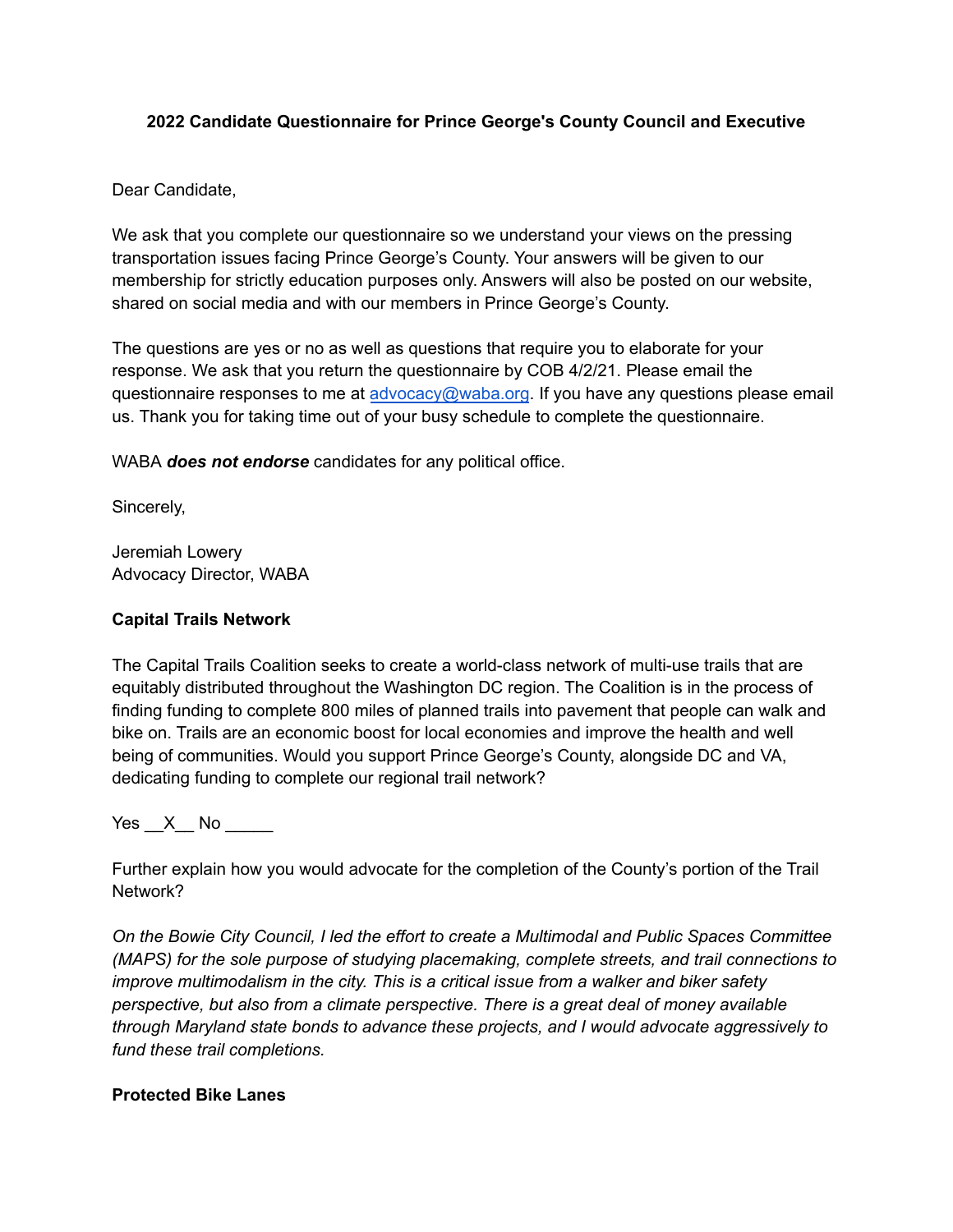**2022 Candidate Questionnaire for Prince George's County Council and Executive**

Dear Candidate,

We ask that you complete our questionnaire so we understand your views on the pressing transportation issues facing Prince George's County. Your answers will be given to our membership for strictly education purposes only. Answers will also be posted on our website, shared on social media and with our members in Prince George's County.

The questions are yes or no as well as questions that require you to elaborate for your response. We ask that you return the questionnaire by COB 4/2/21. Please email the questionnaire responses to me at [advocacy@waba.org](mailto:advocacy@waba.org). If you have any questions please email us. Thank you for taking time out of your busy schedule to complete the questionnaire.

WABA ***does not endorse*** candidates for any political office.

Sincerely,

Jeremiah Lowery
Advocacy Director, WABA

**Capital Trails Network**

The Capital Trails Coalition seeks to create a world-class network of multi-use trails that are equitably distributed throughout the Washington DC region. The Coalition is in the process of finding funding to complete 800 miles of planned trails into pavement that people can walk and bike on. Trails are an economic boost for local economies and improve the health and well being of communities. Would you support Prince George's County, alongside DC and VA, dedicating funding to complete our regional trail network?

Yes \_\_X\_\_ No \_\_\_\_\_

Further explain how you would advocate for the completion of the County's portion of the Trail Network?

*On the Bowie City Council, I led the effort to create a Multimodal and Public Spaces Committee (MAPS) for the sole purpose of studying placemaking, complete streets, and trail connections to improve multimodalism in the city. This is a critical issue from a walker and biker safety perspective, but also from a climate perspective. There is a great deal of money available through Maryland state bonds to advance these projects, and I would advocate aggressively to fund these trail completions.*

**Protected Bike Lanes**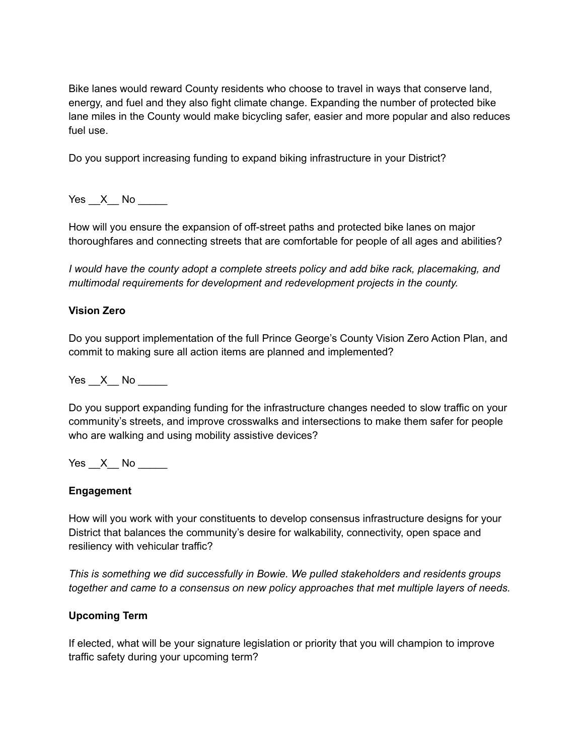Bike lanes would reward County residents who choose to travel in ways that conserve land, energy, and fuel and they also fight climate change. Expanding the number of protected bike lane miles in the County would make bicycling safer, easier and more popular and also reduces fuel use.

Do you support increasing funding to expand biking infrastructure in your District?

Yes __X__ No _____

How will you ensure the expansion of off-street paths and protected bike lanes on major thoroughfares and connecting streets that are comfortable for people of all ages and abilities?

*I would have the county adopt a complete streets policy and add bike rack, placemaking, and multimodal requirements for development and redevelopment projects in the county.*

**Vision Zero**

Do you support implementation of the full Prince George's County Vision Zero Action Plan, and commit to making sure all action items are planned and implemented?

Yes __X__ No _____

Do you support expanding funding for the infrastructure changes needed to slow traffic on your community's streets, and improve crosswalks and intersections to make them safer for people who are walking and using mobility assistive devices?

Yes __X__ No _____

**Engagement**

How will you work with your constituents to develop consensus infrastructure designs for your District that balances the community's desire for walkability, connectivity, open space and resiliency with vehicular traffic?

*This is something we did successfully in Bowie. We pulled stakeholders and residents groups together and came to a consensus on new policy approaches that met multiple layers of needs.*

**Upcoming Term**

If elected, what will be your signature legislation or priority that you will champion to improve traffic safety during your upcoming term?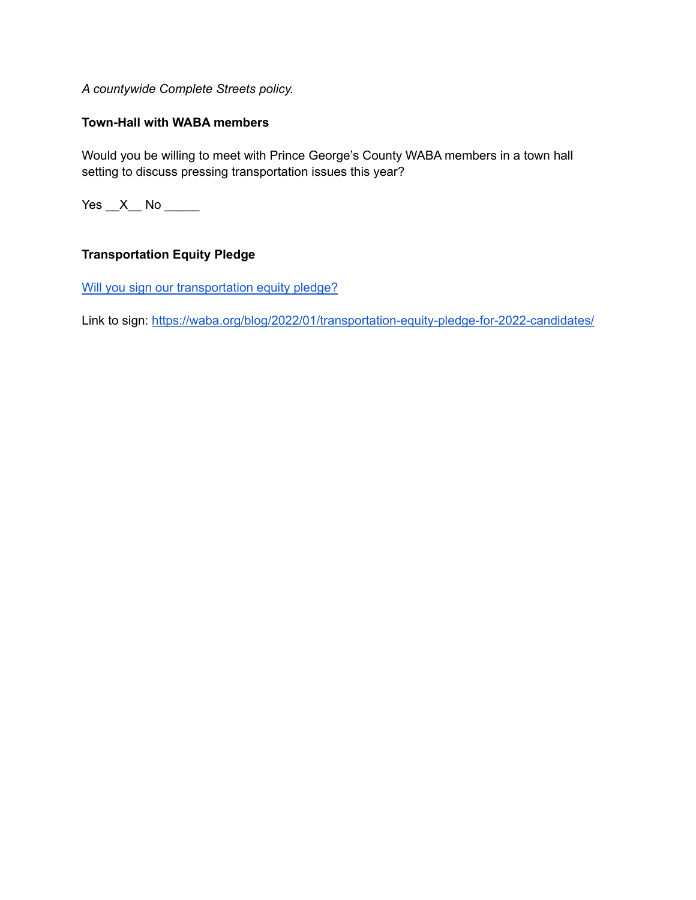*A countywide Complete Streets policy.*

**Town-Hall with WABA members**

Would you be willing to meet with Prince George's County WABA members in a town hall setting to discuss pressing transportation issues this year?

Yes __X__ No _____

**Transportation Equity Pledge**

[Will you sign our transportation equity pledge?](https://waba.org/blog/2022/01/transportation-equity-pledge-for-2022-candidates/)

Link to sign: https://waba.org/blog/2022/01/transportation-equity-pledge-for-2022-candidates/